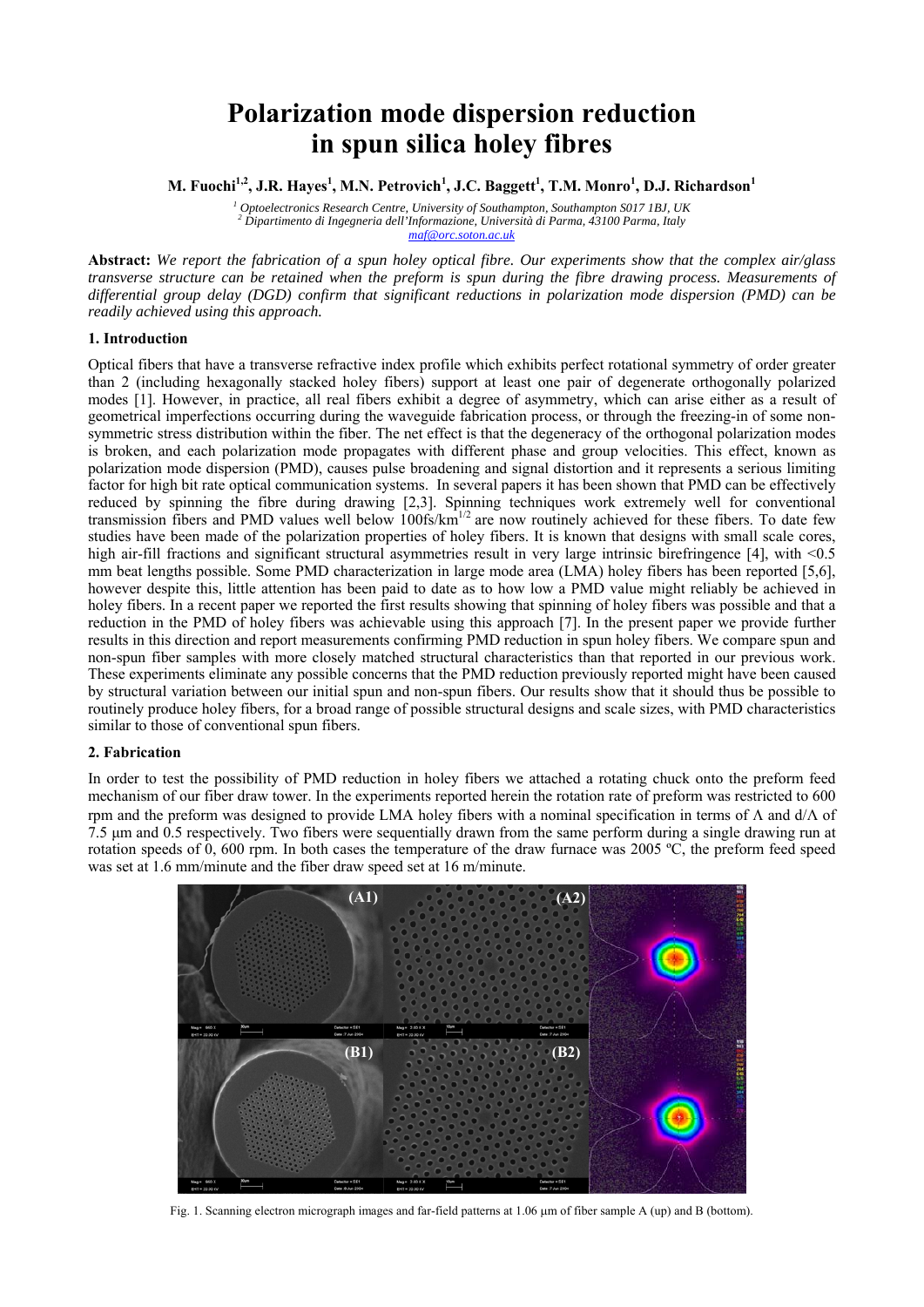# Polarization mode dispersion reduction in spun silica holey fibres

**M. Fuochi[1,2], J.R. Hayes[1], M.N. Petrovich[1], J.C. Baggett[1], T.M. Monro[1], D.J. Richardson[1]**

*[1] Optoelectronics Research Centre, University of Southampton, Southampton S017 1BJ, UK*
*[2] Dipartimento di Ingegneria dell'Informazione, Università di Parma, 43100 Parma, Italy*
*maf@orc.soton.ac.uk*

**Abstract:** *We report the fabrication of a spun holey optical fibre. Our experiments show that the complex air/glass transverse structure can be retained when the preform is spun during the fibre drawing process. Measurements of differential group delay (DGD) confirm that significant reductions in polarization mode dispersion (PMD) can be readily achieved using this approach.*

### 1. Introduction

Optical fibers that have a transverse refractive index profile which exhibits perfect rotational symmetry of order greater than 2 (including hexagonally stacked holey fibers) support at least one pair of degenerate orthogonally polarized modes [1]. However, in practice, all real fibers exhibit a degree of asymmetry, which can arise either as a result of geometrical imperfections occurring during the waveguide fabrication process, or through the freezing-in of some non-symmetric stress distribution within the fiber. The net effect is that the degeneracy of the orthogonal polarization modes is broken, and each polarization mode propagates with different phase and group velocities. This effect, known as polarization mode dispersion (PMD), causes pulse broadening and signal distortion and it represents a serious limiting factor for high bit rate optical communication systems. In several papers it has been shown that PMD can be effectively reduced by spinning the fibre during drawing [2,3]. Spinning techniques work extremely well for conventional transmission fibers and PMD values well below 100fs/km$^{1/2}$ are now routinely achieved for these fibers. To date few studies have been made of the polarization properties of holey fibers. It is known that designs with small scale cores, high air-fill fractions and significant structural asymmetries result in very large intrinsic birefringence [4], with <0.5 mm beat lengths possible. Some PMD characterization in large mode area (LMA) holey fibers has been reported [5,6], however despite this, little attention has been paid to date as to how low a PMD value might reliably be achieved in holey fibers. In a recent paper we reported the first results showing that spinning of holey fibers was possible and that a reduction in the PMD of holey fibers was achievable using this approach [7]. In the present paper we provide further results in this direction and report measurements confirming PMD reduction in spun holey fibers. We compare spun and non-spun fiber samples with more closely matched structural characteristics than that reported in our previous work. These experiments eliminate any possible concerns that the PMD reduction previously reported might have been caused by structural variation between our initial spun and non-spun fibers. Our results show that it should thus be possible to routinely produce holey fibers, for a broad range of possible structural designs and scale sizes, with PMD characteristics similar to those of conventional spun fibers.

### 2. Fabrication

In order to test the possibility of PMD reduction in holey fibers we attached a rotating chuck onto the preform feed mechanism of our fiber draw tower. In the experiments reported herein the rotation rate of preform was restricted to 600 rpm and the preform was designed to provide LMA holey fibers with a nominal specification in terms of $\Lambda$ and $d/\Lambda$ of 7.5 μm and 0.5 respectively. Two fibers were sequentially drawn from the same perform during a single drawing run at rotation speeds of 0, 600 rpm. In both cases the temperature of the draw furnace was 2005 ºC, the preform feed speed was set at 1.6 mm/minute and the fiber draw speed set at 16 m/minute.

Fig. 1. Scanning electron micrograph images and far-field patterns at 1.06 μm of fiber sample A (up) and B (bottom).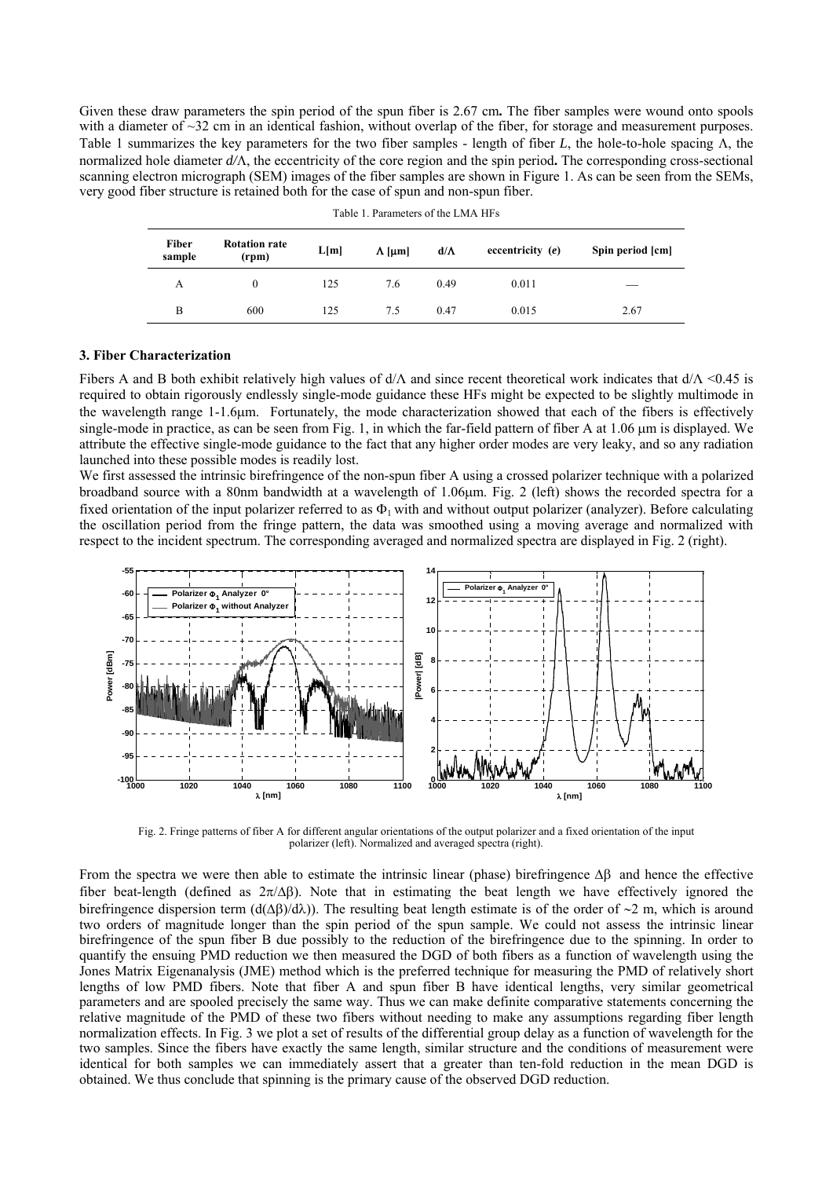Given these draw parameters the spin period of the spun fiber is 2.67 cm**.** The fiber samples were wound onto spools with a diameter of ~32 cm in an identical fashion, without overlap of the fiber, for storage and measurement purposes. Table 1 summarizes the key parameters for the two fiber samples - length of fiber $L$, the hole-to-hole spacing $\Lambda$, the normalized hole diameter $d/\Lambda$, the eccentricity of the core region and the spin period**.** The corresponding cross-sectional scanning electron micrograph (SEM) images of the fiber samples are shown in Figure 1. As can be seen from the SEMs, very good fiber structure is retained both for the case of spun and non-spun fiber.

Table 1. Parameters of the LMA HFs

| Fiber sample | Rotation rate (rpm) | L[m] | $\Lambda$ [µm] | d/Λ | eccentricity (*e*) | Spin period [cm] |
|---|---|---|---|---|---|---|
| A | 0 | 125 | 7.6 | 0.49 | 0.011 | — |
| B | 600 | 125 | 7.5 | 0.47 | 0.015 | 2.67 |

### 3. Fiber Characterization

Fibers A and B both exhibit relatively high values of $d/\Lambda$ and since recent theoretical work indicates that $d/\Lambda < 0.45$ is required to obtain rigorously endlessly single-mode guidance these HFs might be expected to be slightly multimode in the wavelength range 1-1.6µm. Fortunately, the mode characterization showed that each of the fibers is effectively single-mode in practice, as can be seen from Fig. 1, in which the far-field pattern of fiber A at 1.06 µm is displayed. We attribute the effective single-mode guidance to the fact that any higher order modes are very leaky, and so any radiation launched into these possible modes is readily lost.

We first assessed the intrinsic birefringence of the non-spun fiber A using a crossed polarizer technique with a polarized broadband source with a 80nm bandwidth at a wavelength of 1.06µm. Fig. 2 (left) shows the recorded spectra for a fixed orientation of the input polarizer referred to as $\Phi_1$ with and without output polarizer (analyzer). Before calculating the oscillation period from the fringe pattern, the data was smoothed using a moving average and normalized with respect to the incident spectrum. The corresponding averaged and normalized spectra are displayed in Fig. 2 (right).

Fig. 2. Fringe patterns of fiber A for different angular orientations of the output polarizer and a fixed orientation of the input polarizer (left). Normalized and averaged spectra (right).

From the spectra we were then able to estimate the intrinsic linear (phase) birefringence $\Delta\beta$ and hence the effective fiber beat-length (defined as $2\pi/\Delta\beta$). Note that in estimating the beat length we have effectively ignored the birefringence dispersion term ($d(\Delta\beta)/d\lambda$)). The resulting beat length estimate is of the order of ~2 m, which is around two orders of magnitude longer than the spin period of the spun sample. We could not assess the intrinsic linear birefringence of the spun fiber B due possibly to the reduction of the birefringence due to the spinning. In order to quantify the ensuing PMD reduction we then measured the DGD of both fibers as a function of wavelength using the Jones Matrix Eigenanalysis (JME) method which is the preferred technique for measuring the PMD of relatively short lengths of low PMD fibers. Note that fiber A and spun fiber B have identical lengths, very similar geometrical parameters and are spooled precisely the same way. Thus we can make definite comparative statements concerning the relative magnitude of the PMD of these two fibers without needing to make any assumptions regarding fiber length normalization effects. In Fig. 3 we plot a set of results of the differential group delay as a function of wavelength for the two samples. Since the fibers have exactly the same length, similar structure and the conditions of measurement were identical for both samples we can immediately assert that a greater than ten-fold reduction in the mean DGD is obtained. We thus conclude that spinning is the primary cause of the observed DGD reduction.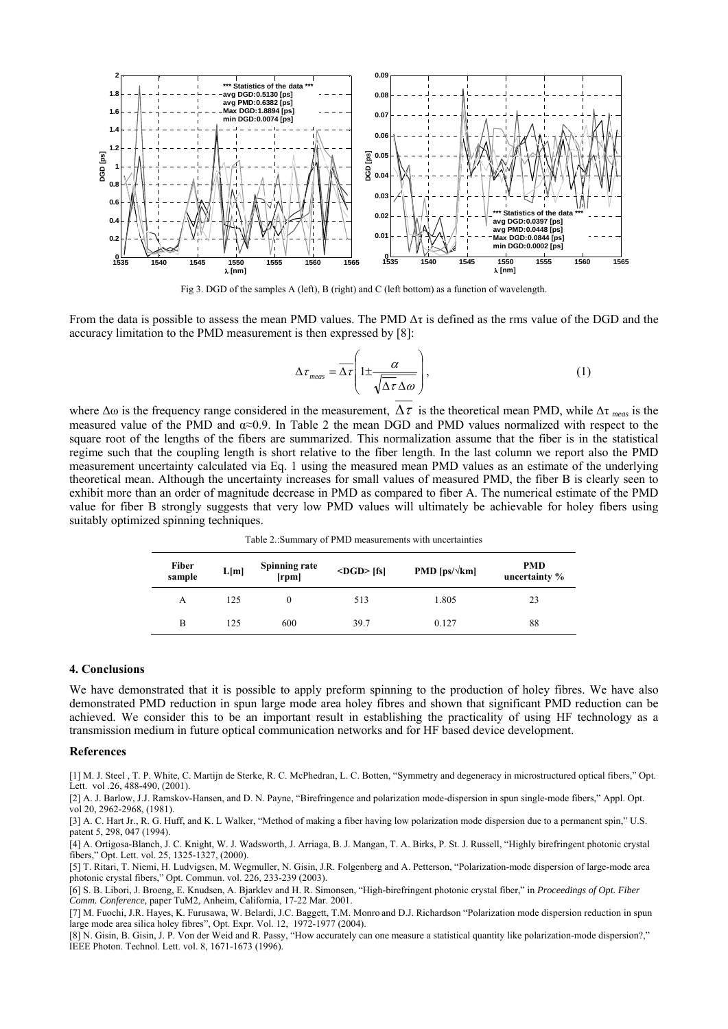DGD [ps]

2
1.8
1.6
1.4
1.2
1
0.8
0.6
0.4
0.2
0

1535 1540 1545 1550 1555 1560 1565

λ [nm]

*** Statistics of the data ***
avg DGD:0.5130 [ps]
avg PMD:0.6382 [ps]
Max DGD:1.8894 [ps]
min DGD:0.0074 [ps]

DGD [ps]

0.09
0.08
0.07
0.06
0.05
0.04
0.03
0.02
0.01
0

1535 1540 1545 1550 1555 1560 1565

λ [nm]

*** Statistics of the data ***
avg DGD:0.0397 [ps]
avg PMD:0.0448 [ps]
Max DGD:0.0844 [ps]
min DGD:0.0002 [ps]

Fig 3. DGD of the samples A (left), B (right) and C (left bottom) as a function of wavelength.

From the data is possible to assess the mean PMD values. The PMD $\Delta\tau$ is defined as the rms value of the DGD and the accuracy limitation to the PMD measurement is then expressed by [8]:

$$\Delta\tau_{meas} = \overline{\Delta\tau}\left(1 \pm \frac{\alpha}{\sqrt{\overline{\Delta\tau}\,\Delta\omega}}\right), \tag{1}$$

where $\Delta\omega$ is the frequency range considered in the measurement, $\overline{\Delta\tau}$ is the theoretical mean PMD, while $\Delta\tau_{meas}$ is the measured value of the PMD and $\alpha \approx 0.9$. In Table 2 the mean DGD and PMD values normalized with respect to the square root of the lengths of the fibers are summarized. This normalization assume that the fiber is in the statistical regime such that the coupling length is short relative to the fiber length. In the last column we report also the PMD measurement uncertainty calculated via Eq. 1 using the measured mean PMD values as an estimate of the underlying theoretical mean. Although the uncertainty increases for small values of measured PMD, the fiber B is clearly seen to exhibit more than an order of magnitude decrease in PMD as compared to fiber A. The numerical estimate of the PMD value for fiber B strongly suggests that very low PMD values will ultimately be achievable for holey fibers using suitably optimized spinning techniques.

Table 2.:Summary of PMD measurements with uncertainties

| Fiber sample | L[m] | Spinning rate [rpm] | <DGD> [fs] | PMD [ps/√km] | PMD uncertainty % |
|---|---|---|---|---|---|
| A | 125 | 0 | 513 | 1.805 | 23 |
| B | 125 | 600 | 39.7 | 0.127 | 88 |

### 4. Conclusions

We have demonstrated that it is possible to apply preform spinning to the production of holey fibres. We have also demonstrated PMD reduction in spun large mode area holey fibres and shown that significant PMD reduction can be achieved. We consider this to be an important result in establishing the practicality of using HF technology as a transmission medium in future optical communication networks and for HF based device development.

### References

[1] M. J. Steel , T. P. White, C. Martijn de Sterke, R. C. McPhedran, L. C. Botten, "Symmetry and degeneracy in microstructured optical fibers," Opt. Lett. vol .26, 488-490, (2001).

[2] A. J. Barlow, J.J. Ramskov-Hansen, and D. N. Payne, "Birefringence and polarization mode-dispersion in spun single-mode fibers," Appl. Opt. vol 20, 2962-2968, (1981).

[3] A. C. Hart Jr., R. G. Huff, and K. L Walker, "Method of making a fiber having low polarization mode dispersion due to a permanent spin," U.S. patent 5, 298, 047 (1994).

[4] A. Ortigosa-Blanch, J. C. Knight, W. J. Wadsworth, J. Arriaga, B. J. Mangan, T. A. Birks, P. St. J. Russell, "Highly birefringent photonic crystal fibers," Opt. Lett. vol. 25, 1325-1327, (2000).

[5] T. Ritari, T. Niemi, H. Ludvigsen, M. Wegmuller, N. Gisin, J.R. Folgenberg and A. Petterson, "Polarization-mode dispersion of large-mode area photonic crystal fibers," Opt. Commun. vol. 226, 233-239 (2003).

[6] S. B. Libori, J. Broeng, E. Knudsen, A. Bjarklev and H. R. Simonsen, "High-birefringent photonic crystal fiber," in *Proceedings of Opt. Fiber Comm. Conference,* paper TuM2, Anheim, California, 17-22 Mar. 2001.

[7] M. Fuochi, J.R. Hayes, K. Furusawa, W. Belardi, J.C. Baggett, T.M. Monro and D.J. Richardson "Polarization mode dispersion reduction in spun large mode area silica holey fibres", Opt. Expr. Vol. 12, 1972-1977 (2004).

[8] N. Gisin, B. Gisin, J. P. Von der Weid and R. Passy, "How accurately can one measure a statistical quantity like polarization-mode dispersion?," IEEE Photon. Technol. Lett. vol. 8, 1671-1673 (1996).